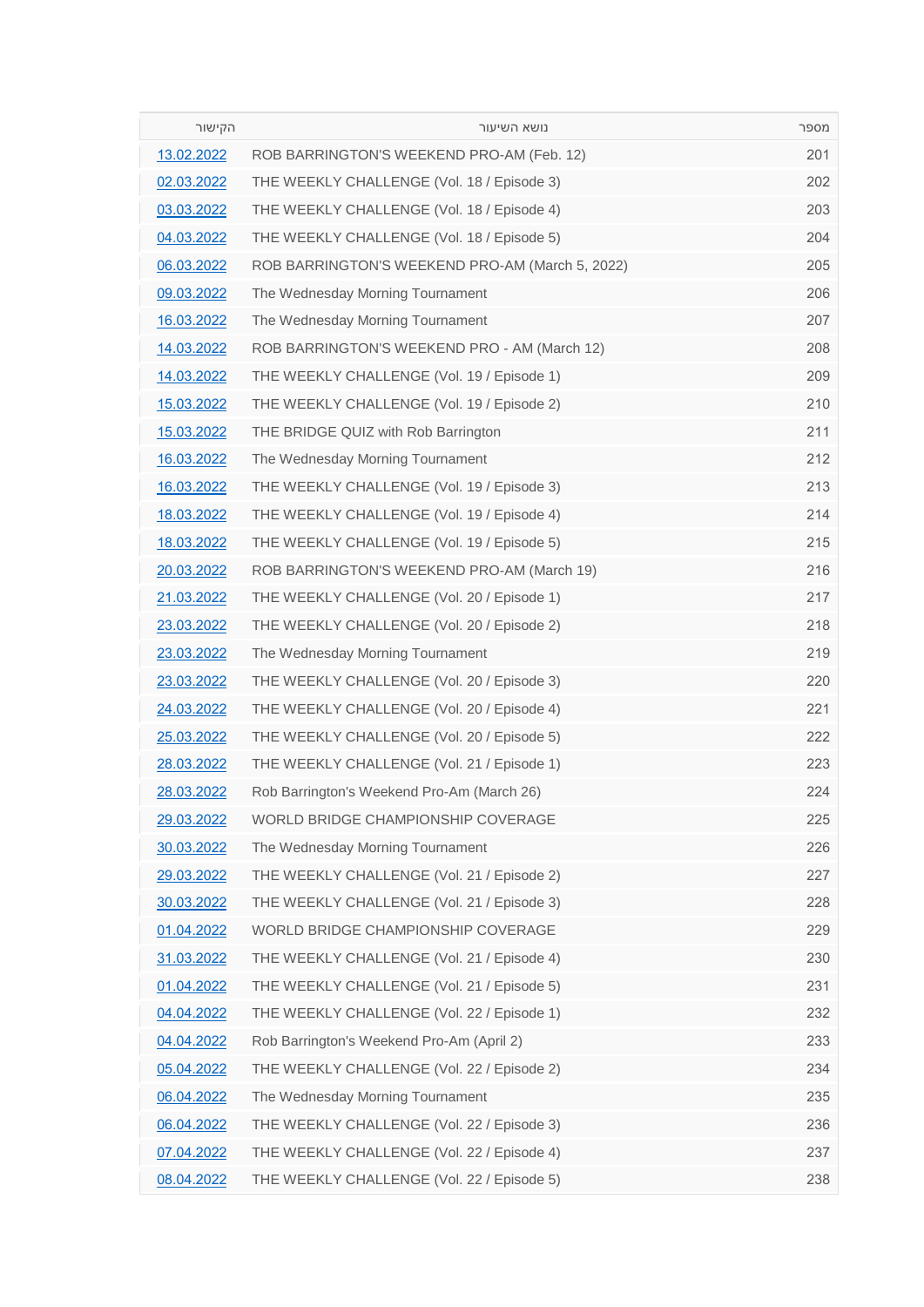| הקישור | נושא השיעור | מספר |
| --- | --- | --- |
| 13.02.2022 | ROB BARRINGTON'S WEEKEND PRO-AM (Feb. 12) | 201 |
| 02.03.2022 | THE WEEKLY CHALLENGE (Vol. 18 / Episode 3) | 202 |
| 03.03.2022 | THE WEEKLY CHALLENGE (Vol. 18 / Episode 4) | 203 |
| 04.03.2022 | THE WEEKLY CHALLENGE (Vol. 18 / Episode 5) | 204 |
| 06.03.2022 | ROB BARRINGTON'S WEEKEND PRO-AM (March 5, 2022) | 205 |
| 09.03.2022 | The Wednesday Morning Tournament | 206 |
| 16.03.2022 | The Wednesday Morning Tournament | 207 |
| 14.03.2022 | ROB BARRINGTON'S WEEKEND PRO - AM (March 12) | 208 |
| 14.03.2022 | THE WEEKLY CHALLENGE (Vol. 19 / Episode 1) | 209 |
| 15.03.2022 | THE WEEKLY CHALLENGE (Vol. 19 / Episode 2) | 210 |
| 15.03.2022 | THE BRIDGE QUIZ with Rob Barrington | 211 |
| 16.03.2022 | The Wednesday Morning Tournament | 212 |
| 16.03.2022 | THE WEEKLY CHALLENGE (Vol. 19 / Episode 3) | 213 |
| 18.03.2022 | THE WEEKLY CHALLENGE (Vol. 19 / Episode 4) | 214 |
| 18.03.2022 | THE WEEKLY CHALLENGE (Vol. 19 / Episode 5) | 215 |
| 20.03.2022 | ROB BARRINGTON'S WEEKEND PRO-AM (March 19) | 216 |
| 21.03.2022 | THE WEEKLY CHALLENGE (Vol. 20 / Episode 1) | 217 |
| 23.03.2022 | THE WEEKLY CHALLENGE (Vol. 20 / Episode 2) | 218 |
| 23.03.2022 | The Wednesday Morning Tournament | 219 |
| 23.03.2022 | THE WEEKLY CHALLENGE (Vol. 20 / Episode 3) | 220 |
| 24.03.2022 | THE WEEKLY CHALLENGE (Vol. 20 / Episode 4) | 221 |
| 25.03.2022 | THE WEEKLY CHALLENGE (Vol. 20 / Episode 5) | 222 |
| 28.03.2022 | THE WEEKLY CHALLENGE (Vol. 21 / Episode 1) | 223 |
| 28.03.2022 | Rob Barrington's Weekend Pro-Am (March 26) | 224 |
| 29.03.2022 | WORLD BRIDGE CHAMPIONSHIP COVERAGE | 225 |
| 30.03.2022 | The Wednesday Morning Tournament | 226 |
| 29.03.2022 | THE WEEKLY CHALLENGE (Vol. 21 / Episode 2) | 227 |
| 30.03.2022 | THE WEEKLY CHALLENGE (Vol. 21 / Episode 3) | 228 |
| 01.04.2022 | WORLD BRIDGE CHAMPIONSHIP COVERAGE | 229 |
| 31.03.2022 | THE WEEKLY CHALLENGE (Vol. 21 / Episode 4) | 230 |
| 01.04.2022 | THE WEEKLY CHALLENGE (Vol. 21 / Episode 5) | 231 |
| 04.04.2022 | THE WEEKLY CHALLENGE (Vol. 22 / Episode 1) | 232 |
| 04.04.2022 | Rob Barrington's Weekend Pro-Am (April 2) | 233 |
| 05.04.2022 | THE WEEKLY CHALLENGE (Vol. 22 / Episode 2) | 234 |
| 06.04.2022 | The Wednesday Morning Tournament | 235 |
| 06.04.2022 | THE WEEKLY CHALLENGE (Vol. 22 / Episode 3) | 236 |
| 07.04.2022 | THE WEEKLY CHALLENGE (Vol. 22 / Episode 4) | 237 |
| 08.04.2022 | THE WEEKLY CHALLENGE (Vol. 22 / Episode 5) | 238 |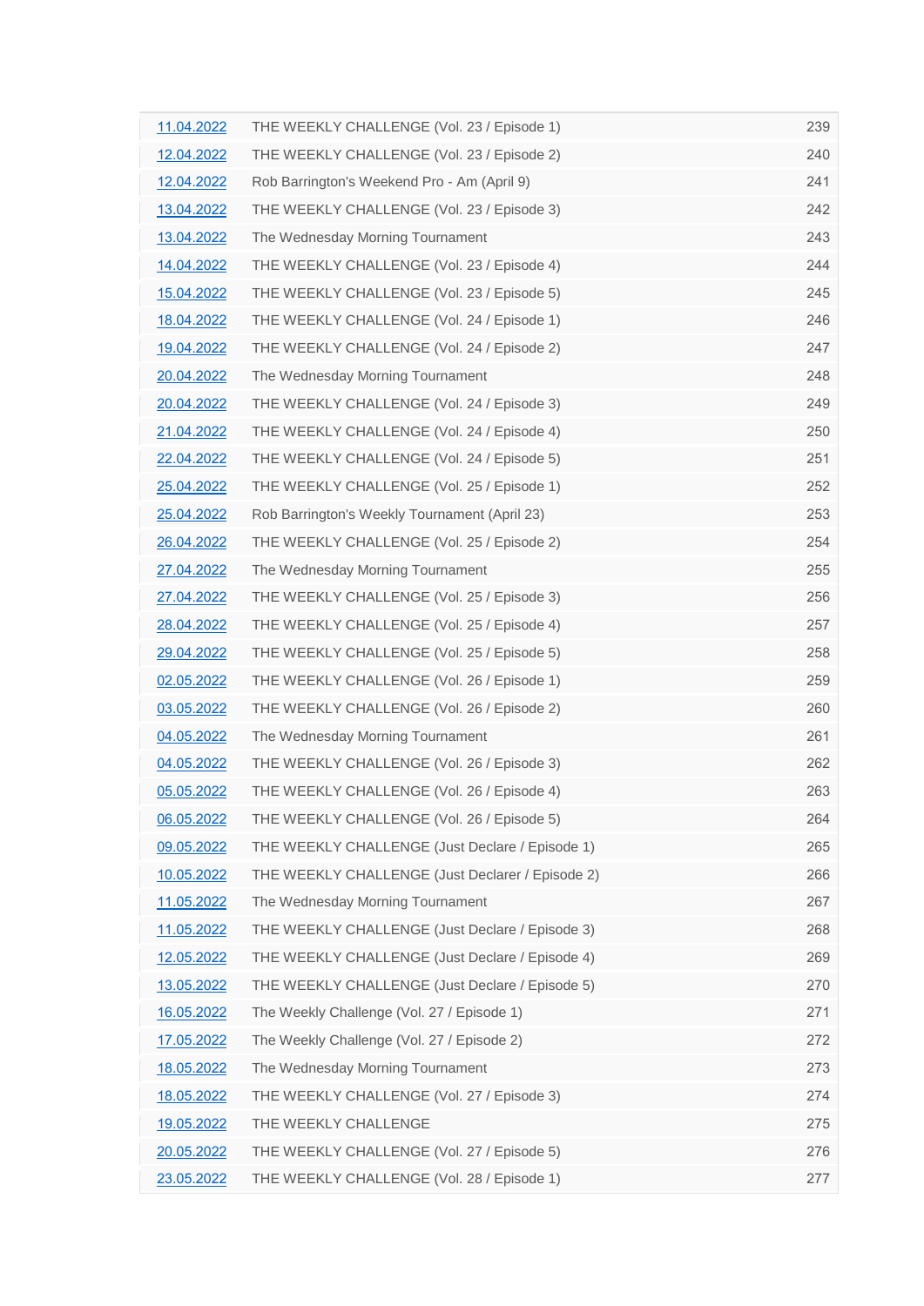| | | |
|---|---|---|
| 11.04.2022 | THE WEEKLY CHALLENGE (Vol. 23 / Episode 1) | 239 |
| 12.04.2022 | THE WEEKLY CHALLENGE (Vol. 23 / Episode 2) | 240 |
| 12.04.2022 | Rob Barrington's Weekend Pro - Am (April 9) | 241 |
| 13.04.2022 | THE WEEKLY CHALLENGE (Vol. 23 / Episode 3) | 242 |
| 13.04.2022 | The Wednesday Morning Tournament | 243 |
| 14.04.2022 | THE WEEKLY CHALLENGE (Vol. 23 / Episode 4) | 244 |
| 15.04.2022 | THE WEEKLY CHALLENGE (Vol. 23 / Episode 5) | 245 |
| 18.04.2022 | THE WEEKLY CHALLENGE (Vol. 24 / Episode 1) | 246 |
| 19.04.2022 | THE WEEKLY CHALLENGE (Vol. 24 / Episode 2) | 247 |
| 20.04.2022 | The Wednesday Morning Tournament | 248 |
| 20.04.2022 | THE WEEKLY CHALLENGE (Vol. 24 / Episode 3) | 249 |
| 21.04.2022 | THE WEEKLY CHALLENGE (Vol. 24 / Episode 4) | 250 |
| 22.04.2022 | THE WEEKLY CHALLENGE (Vol. 24 / Episode 5) | 251 |
| 25.04.2022 | THE WEEKLY CHALLENGE (Vol. 25 / Episode 1) | 252 |
| 25.04.2022 | Rob Barrington's Weekly Tournament (April 23) | 253 |
| 26.04.2022 | THE WEEKLY CHALLENGE (Vol. 25 / Episode 2) | 254 |
| 27.04.2022 | The Wednesday Morning Tournament | 255 |
| 27.04.2022 | THE WEEKLY CHALLENGE (Vol. 25 / Episode 3) | 256 |
| 28.04.2022 | THE WEEKLY CHALLENGE (Vol. 25 / Episode 4) | 257 |
| 29.04.2022 | THE WEEKLY CHALLENGE (Vol. 25 / Episode 5) | 258 |
| 02.05.2022 | THE WEEKLY CHALLENGE (Vol. 26 / Episode 1) | 259 |
| 03.05.2022 | THE WEEKLY CHALLENGE (Vol. 26 / Episode 2) | 260 |
| 04.05.2022 | The Wednesday Morning Tournament | 261 |
| 04.05.2022 | THE WEEKLY CHALLENGE (Vol. 26 / Episode 3) | 262 |
| 05.05.2022 | THE WEEKLY CHALLENGE (Vol. 26 / Episode 4) | 263 |
| 06.05.2022 | THE WEEKLY CHALLENGE (Vol. 26 / Episode 5) | 264 |
| 09.05.2022 | THE WEEKLY CHALLENGE (Just Declare / Episode 1) | 265 |
| 10.05.2022 | THE WEEKLY CHALLENGE (Just Declarer / Episode 2) | 266 |
| 11.05.2022 | The Wednesday Morning Tournament | 267 |
| 11.05.2022 | THE WEEKLY CHALLENGE (Just Declare / Episode 3) | 268 |
| 12.05.2022 | THE WEEKLY CHALLENGE (Just Declare / Episode 4) | 269 |
| 13.05.2022 | THE WEEKLY CHALLENGE (Just Declare / Episode 5) | 270 |
| 16.05.2022 | The Weekly Challenge (Vol. 27 / Episode 1) | 271 |
| 17.05.2022 | The Weekly Challenge (Vol. 27 / Episode 2) | 272 |
| 18.05.2022 | The Wednesday Morning Tournament | 273 |
| 18.05.2022 | THE WEEKLY CHALLENGE (Vol. 27 / Episode 3) | 274 |
| 19.05.2022 | THE WEEKLY CHALLENGE | 275 |
| 20.05.2022 | THE WEEKLY CHALLENGE (Vol. 27 / Episode 5) | 276 |
| 23.05.2022 | THE WEEKLY CHALLENGE (Vol. 28 / Episode 1) | 277 |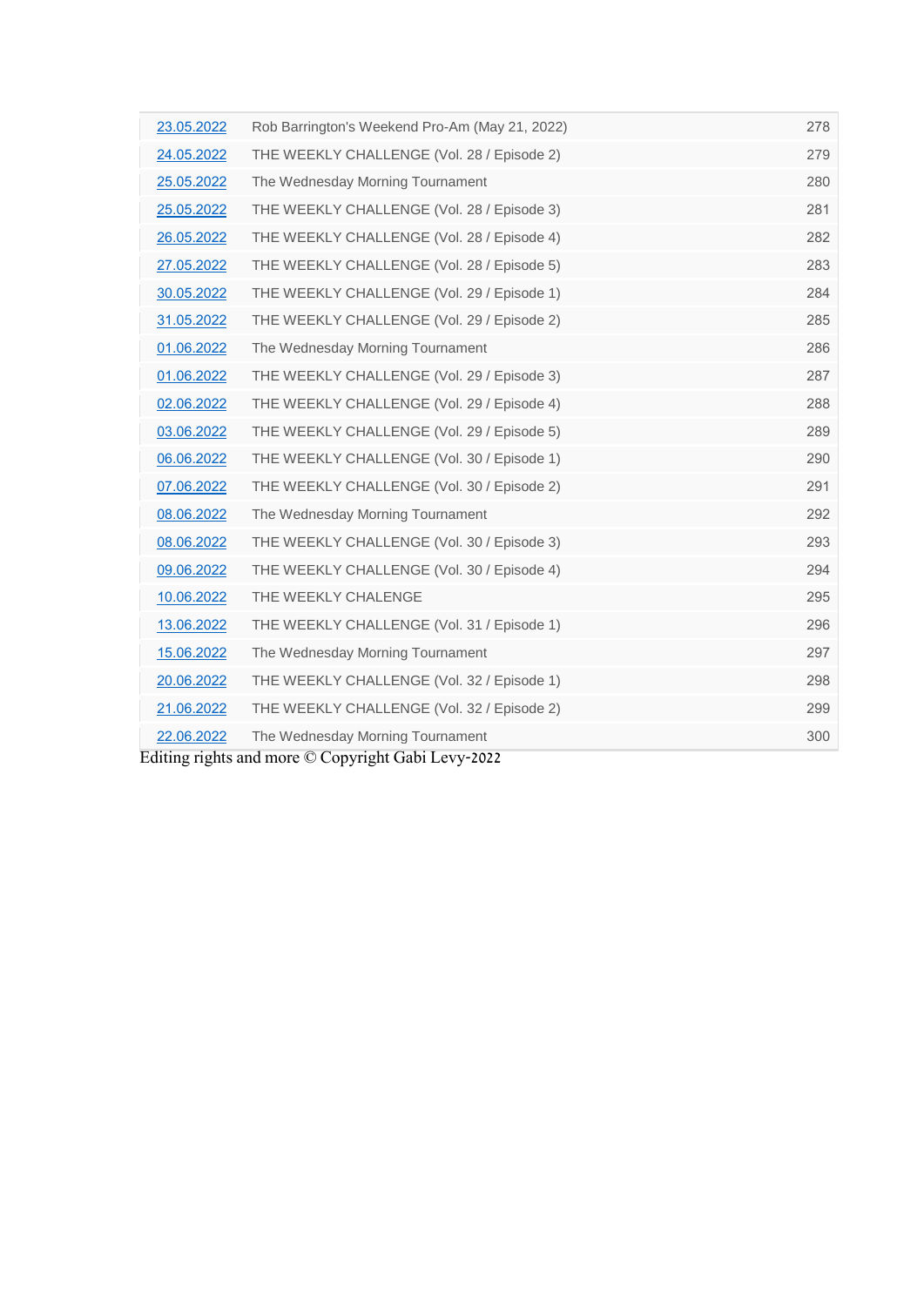| | | |
|---|---|---|
| 23.05.2022 | Rob Barrington's Weekend Pro-Am (May 21, 2022) | 278 |
| 24.05.2022 | THE WEEKLY CHALLENGE (Vol. 28 / Episode 2) | 279 |
| 25.05.2022 | The Wednesday Morning Tournament | 280 |
| 25.05.2022 | THE WEEKLY CHALLENGE (Vol. 28 / Episode 3) | 281 |
| 26.05.2022 | THE WEEKLY CHALLENGE (Vol. 28 / Episode 4) | 282 |
| 27.05.2022 | THE WEEKLY CHALLENGE (Vol. 28 / Episode 5) | 283 |
| 30.05.2022 | THE WEEKLY CHALLENGE (Vol. 29 / Episode 1) | 284 |
| 31.05.2022 | THE WEEKLY CHALLENGE (Vol. 29 / Episode 2) | 285 |
| 01.06.2022 | The Wednesday Morning Tournament | 286 |
| 01.06.2022 | THE WEEKLY CHALLENGE (Vol. 29 / Episode 3) | 287 |
| 02.06.2022 | THE WEEKLY CHALLENGE (Vol. 29 / Episode 4) | 288 |
| 03.06.2022 | THE WEEKLY CHALLENGE (Vol. 29 / Episode 5) | 289 |
| 06.06.2022 | THE WEEKLY CHALLENGE (Vol. 30 / Episode 1) | 290 |
| 07.06.2022 | THE WEEKLY CHALLENGE (Vol. 30 / Episode 2) | 291 |
| 08.06.2022 | The Wednesday Morning Tournament | 292 |
| 08.06.2022 | THE WEEKLY CHALLENGE (Vol. 30 / Episode 3) | 293 |
| 09.06.2022 | THE WEEKLY CHALLENGE (Vol. 30 / Episode 4) | 294 |
| 10.06.2022 | THE WEEKLY CHALENGE | 295 |
| 13.06.2022 | THE WEEKLY CHALLENGE (Vol. 31 / Episode 1) | 296 |
| 15.06.2022 | The Wednesday Morning Tournament | 297 |
| 20.06.2022 | THE WEEKLY CHALLENGE (Vol. 32 / Episode 1) | 298 |
| 21.06.2022 | THE WEEKLY CHALLENGE (Vol. 32 / Episode 2) | 299 |
| 22.06.2022 | The Wednesday Morning Tournament | 300 |

Editing rights and more © Copyright Gabi Levy-2022